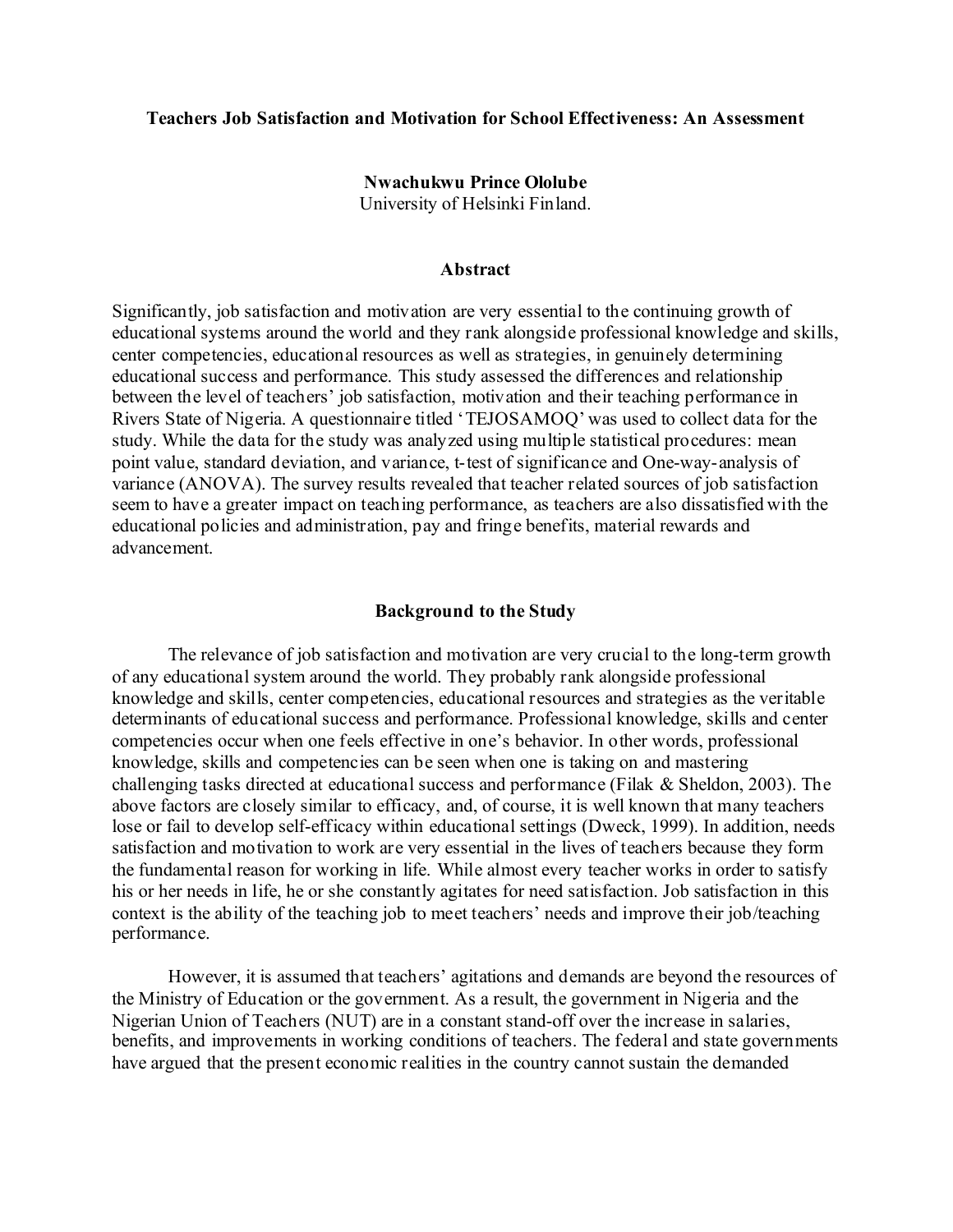# Teachers Job Satisfaction and Motivation for School Effectiveness: An Assessment

**Nwachukwu Prince Ololube**
University of Helsinki Finland.

## Abstract

Significantly, job satisfaction and motivation are very essential to the continuing growth of educational systems around the world and they rank alongside professional knowledge and skills, center competencies, educational resources as well as strategies, in genuinely determining educational success and performance. This study assessed the differences and relationship between the level of teachers' job satisfaction, motivation and their teaching performance in Rivers State of Nigeria. A questionnaire titled 'TEJOSAMOQ' was used to collect data for the study. While the data for the study was analyzed using multiple statistical procedures: mean point value, standard deviation, and variance, t-test of significance and One-way-analysis of variance (ANOVA). The survey results revealed that teacher related sources of job satisfaction seem to have a greater impact on teaching performance, as teachers are also dissatisfied with the educational policies and administration, pay and fringe benefits, material rewards and advancement.

## Background to the Study

The relevance of job satisfaction and motivation are very crucial to the long-term growth of any educational system around the world. They probably rank alongside professional knowledge and skills, center competencies, educational resources and strategies as the veritable determinants of educational success and performance. Professional knowledge, skills and center competencies occur when one feels effective in one's behavior. In other words, professional knowledge, skills and competencies can be seen when one is taking on and mastering challenging tasks directed at educational success and performance (Filak & Sheldon, 2003). The above factors are closely similar to efficacy, and, of course, it is well known that many teachers lose or fail to develop self-efficacy within educational settings (Dweck, 1999). In addition, needs satisfaction and motivation to work are very essential in the lives of teachers because they form the fundamental reason for working in life. While almost every teacher works in order to satisfy his or her needs in life, he or she constantly agitates for need satisfaction. Job satisfaction in this context is the ability of the teaching job to meet teachers' needs and improve their job/teaching performance.

However, it is assumed that teachers' agitations and demands are beyond the resources of the Ministry of Education or the government. As a result, the government in Nigeria and the Nigerian Union of Teachers (NUT) are in a constant stand-off over the increase in salaries, benefits, and improvements in working conditions of teachers. The federal and state governments have argued that the present economic realities in the country cannot sustain the demanded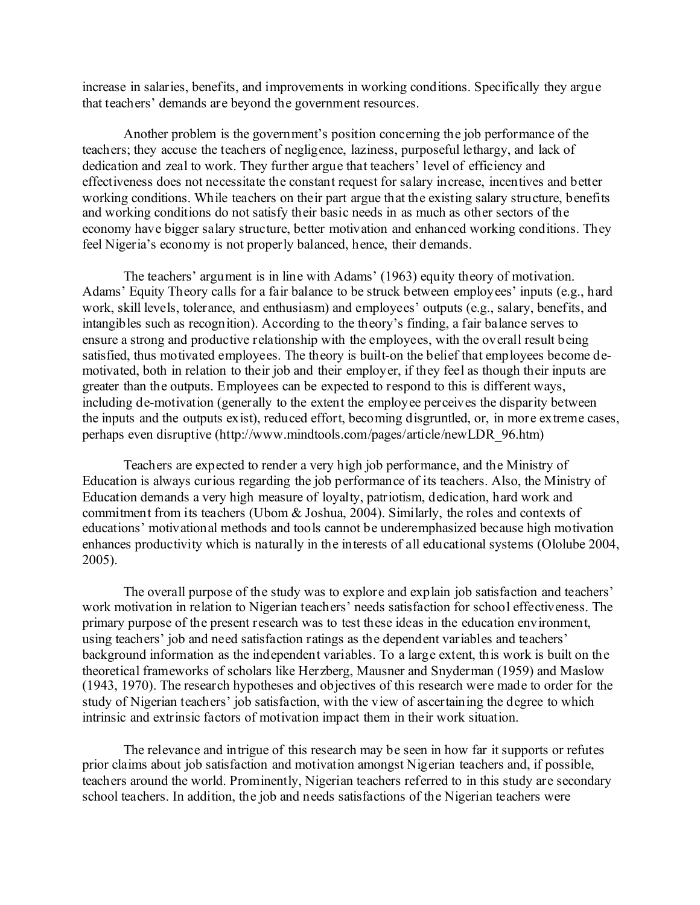increase in salaries, benefits, and improvements in working conditions. Specifically they argue that teachers' demands are beyond the government resources.

Another problem is the government's position concerning the job performance of the teachers; they accuse the teachers of negligence, laziness, purposeful lethargy, and lack of dedication and zeal to work. They further argue that teachers' level of efficiency and effectiveness does not necessitate the constant request for salary increase, incentives and better working conditions. While teachers on their part argue that the existing salary structure, benefits and working conditions do not satisfy their basic needs in as much as other sectors of the economy have bigger salary structure, better motivation and enhanced working conditions. They feel Nigeria's economy is not properly balanced, hence, their demands.

The teachers' argument is in line with Adams' (1963) equity theory of motivation. Adams' Equity Theory calls for a fair balance to be struck between employees' inputs (e.g., hard work, skill levels, tolerance, and enthusiasm) and employees' outputs (e.g., salary, benefits, and intangibles such as recognition). According to the theory's finding, a fair balance serves to ensure a strong and productive relationship with the employees, with the overall result being satisfied, thus motivated employees. The theory is built-on the belief that employees become de-motivated, both in relation to their job and their employer, if they feel as though their inputs are greater than the outputs. Employees can be expected to respond to this is different ways, including de-motivation (generally to the extent the employee perceives the disparity between the inputs and the outputs exist), reduced effort, becoming disgruntled, or, in more extreme cases, perhaps even disruptive (http://www.mindtools.com/pages/article/newLDR_96.htm)

Teachers are expected to render a very high job performance, and the Ministry of Education is always curious regarding the job performance of its teachers. Also, the Ministry of Education demands a very high measure of loyalty, patriotism, dedication, hard work and commitment from its teachers (Ubom & Joshua, 2004). Similarly, the roles and contexts of educations' motivational methods and tools cannot be underemphasized because high motivation enhances productivity which is naturally in the interests of all educational systems (Ololube 2004, 2005).

The overall purpose of the study was to explore and explain job satisfaction and teachers' work motivation in relation to Nigerian teachers' needs satisfaction for school effectiveness. The primary purpose of the present research was to test these ideas in the education environment, using teachers' job and need satisfaction ratings as the dependent variables and teachers' background information as the independent variables. To a large extent, this work is built on the theoretical frameworks of scholars like Herzberg, Mausner and Snyderman (1959) and Maslow (1943, 1970). The research hypotheses and objectives of this research were made to order for the study of Nigerian teachers' job satisfaction, with the view of ascertaining the degree to which intrinsic and extrinsic factors of motivation impact them in their work situation.

The relevance and intrigue of this research may be seen in how far it supports or refutes prior claims about job satisfaction and motivation amongst Nigerian teachers and, if possible, teachers around the world. Prominently, Nigerian teachers referred to in this study are secondary school teachers. In addition, the job and needs satisfactions of the Nigerian teachers were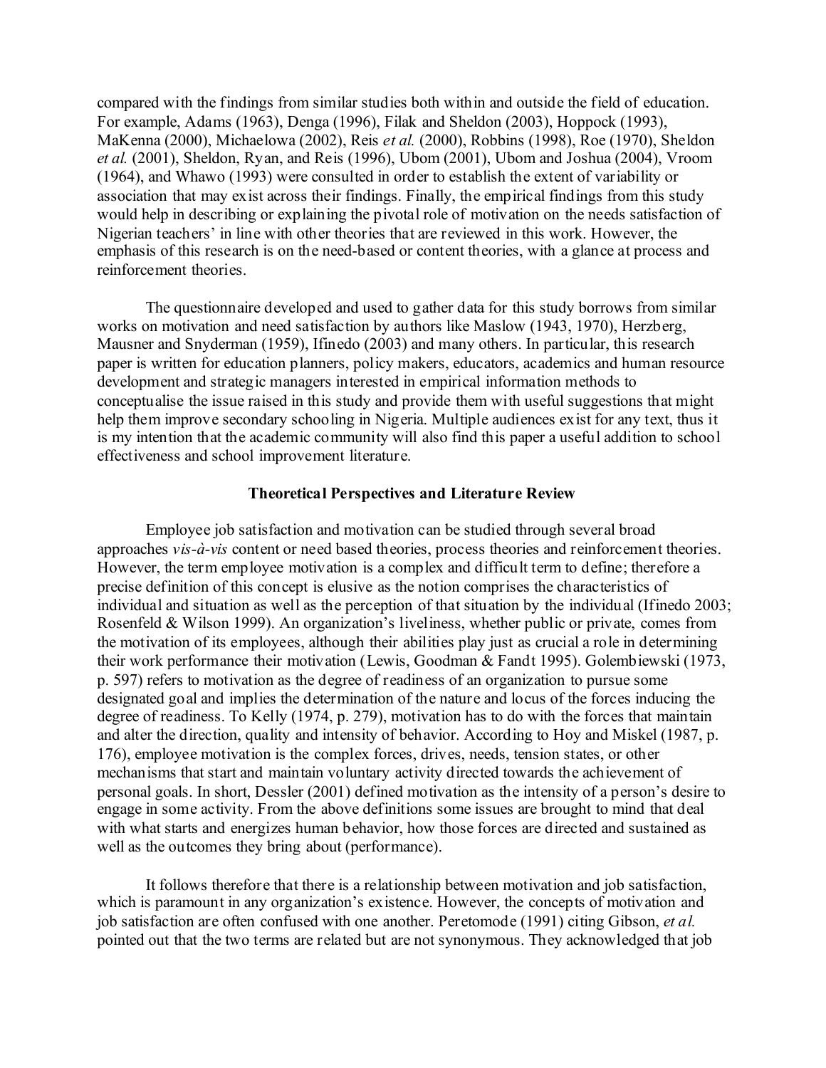compared with the findings from similar studies both within and outside the field of education. For example, Adams (1963), Denga (1996), Filak and Sheldon (2003), Hoppock (1993), MaKenna (2000), Michaelowa (2002), Reis *et al.* (2000), Robbins (1998), Roe (1970), Sheldon *et al.* (2001), Sheldon, Ryan, and Reis (1996), Ubom (2001), Ubom and Joshua (2004), Vroom (1964), and Whawo (1993) were consulted in order to establish the extent of variability or association that may exist across their findings. Finally, the empirical findings from this study would help in describing or explaining the pivotal role of motivation on the needs satisfaction of Nigerian teachers' in line with other theories that are reviewed in this work. However, the emphasis of this research is on the need-based or content theories, with a glance at process and reinforcement theories.

The questionnaire developed and used to gather data for this study borrows from similar works on motivation and need satisfaction by authors like Maslow (1943, 1970), Herzberg, Mausner and Snyderman (1959), Ifinedo (2003) and many others. In particular, this research paper is written for education planners, policy makers, educators, academics and human resource development and strategic managers interested in empirical information methods to conceptualise the issue raised in this study and provide them with useful suggestions that might help them improve secondary schooling in Nigeria. Multiple audiences exist for any text, thus it is my intention that the academic community will also find this paper a useful addition to school effectiveness and school improvement literature.

## Theoretical Perspectives and Literature Review

Employee job satisfaction and motivation can be studied through several broad approaches *vis-à-vis* content or need based theories, process theories and reinforcement theories. However, the term employee motivation is a complex and difficult term to define; therefore a precise definition of this concept is elusive as the notion comprises the characteristics of individual and situation as well as the perception of that situation by the individual (Ifinedo 2003; Rosenfeld & Wilson 1999). An organization's liveliness, whether public or private, comes from the motivation of its employees, although their abilities play just as crucial a role in determining their work performance their motivation (Lewis, Goodman & Fandt 1995). Golembiewski (1973, p. 597) refers to motivation as the degree of readiness of an organization to pursue some designated goal and implies the determination of the nature and locus of the forces inducing the degree of readiness. To Kelly (1974, p. 279), motivation has to do with the forces that maintain and alter the direction, quality and intensity of behavior. According to Hoy and Miskel (1987, p. 176), employee motivation is the complex forces, drives, needs, tension states, or other mechanisms that start and maintain voluntary activity directed towards the achievement of personal goals. In short, Dessler (2001) defined motivation as the intensity of a person's desire to engage in some activity. From the above definitions some issues are brought to mind that deal with what starts and energizes human behavior, how those forces are directed and sustained as well as the outcomes they bring about (performance).

It follows therefore that there is a relationship between motivation and job satisfaction, which is paramount in any organization's existence. However, the concepts of motivation and job satisfaction are often confused with one another. Peretomode (1991) citing Gibson, *et al.* pointed out that the two terms are related but are not synonymous. They acknowledged that job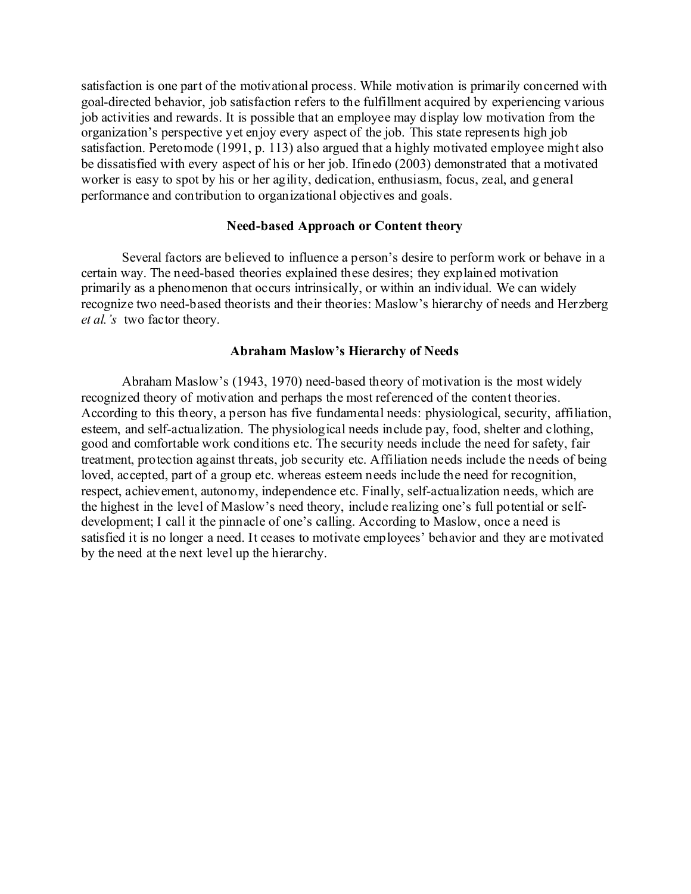satisfaction is one part of the motivational process. While motivation is primarily concerned with goal-directed behavior, job satisfaction refers to the fulfillment acquired by experiencing various job activities and rewards. It is possible that an employee may display low motivation from the organization's perspective yet enjoy every aspect of the job. This state represents high job satisfaction. Peretomode (1991, p. 113) also argued that a highly motivated employee might also be dissatisfied with every aspect of his or her job. Ifinedo (2003) demonstrated that a motivated worker is easy to spot by his or her agility, dedication, enthusiasm, focus, zeal, and general performance and contribution to organizational objectives and goals.

### Need-based Approach or Content theory

Several factors are believed to influence a person's desire to perform work or behave in a certain way. The need-based theories explained these desires; they explained motivation primarily as a phenomenon that occurs intrinsically, or within an individual. We can widely recognize two need-based theorists and their theories: Maslow's hierarchy of needs and Herzberg *et al.'s* two factor theory.

### Abraham Maslow's Hierarchy of Needs

Abraham Maslow's (1943, 1970) need-based theory of motivation is the most widely recognized theory of motivation and perhaps the most referenced of the content theories. According to this theory, a person has five fundamental needs: physiological, security, affiliation, esteem, and self-actualization. The physiological needs include pay, food, shelter and clothing, good and comfortable work conditions etc. The security needs include the need for safety, fair treatment, protection against threats, job security etc. Affiliation needs include the needs of being loved, accepted, part of a group etc. whereas esteem needs include the need for recognition, respect, achievement, autonomy, independence etc. Finally, self-actualization needs, which are the highest in the level of Maslow's need theory, include realizing one's full potential or self-development; I call it the pinnacle of one's calling. According to Maslow, once a need is satisfied it is no longer a need. It ceases to motivate employees' behavior and they are motivated by the need at the next level up the hierarchy.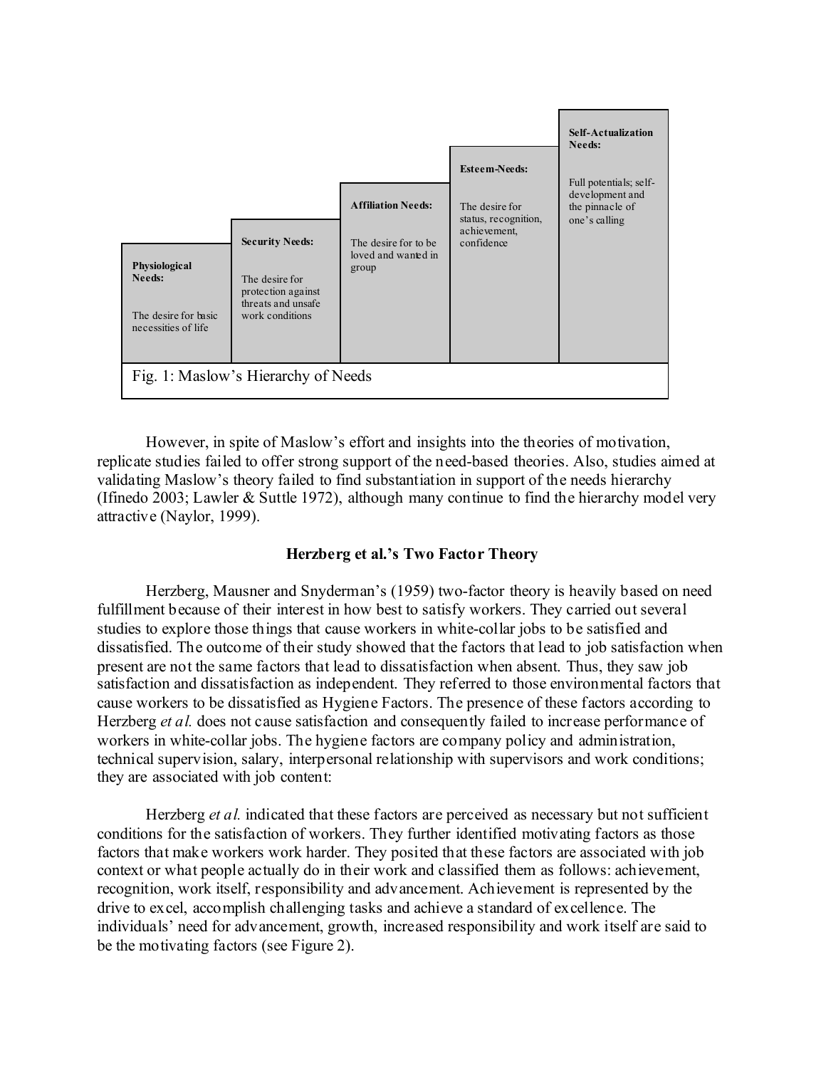| Physiological Needs: | Security Needs: | Affiliation Needs: | Esteem-Needs: | Self-Actualization Needs: |
|---|---|---|---|---|
| The desire for basic necessities of life | The desire for protection against threats and unsafe work conditions | The desire for to be loved and wanted in group | The desire for status, recognition, achievement, confidence | Full potentials; self-development and the pinnacle of one's calling |

Fig. 1: Maslow's Hierarchy of Needs

However, in spite of Maslow's effort and insights into the theories of motivation, replicate studies failed to offer strong support of the need-based theories. Also, studies aimed at validating Maslow's theory failed to find substantiation in support of the needs hierarchy (Ifinedo 2003; Lawler & Suttle 1972), although many continue to find the hierarchy model very attractive (Naylor, 1999).

### Herzberg et al.'s Two Factor Theory

Herzberg, Mausner and Snyderman's (1959) two-factor theory is heavily based on need fulfillment because of their interest in how best to satisfy workers. They carried out several studies to explore those things that cause workers in white-collar jobs to be satisfied and dissatisfied. The outcome of their study showed that the factors that lead to job satisfaction when present are not the same factors that lead to dissatisfaction when absent. Thus, they saw job satisfaction and dissatisfaction as independent. They referred to those environmental factors that cause workers to be dissatisfied as Hygiene Factors. The presence of these factors according to Herzberg *et al.* does not cause satisfaction and consequently failed to increase performance of workers in white-collar jobs. The hygiene factors are company policy and administration, technical supervision, salary, interpersonal relationship with supervisors and work conditions; they are associated with job content:

Herzberg *et al.* indicated that these factors are perceived as necessary but not sufficient conditions for the satisfaction of workers. They further identified motivating factors as those factors that make workers work harder. They posited that these factors are associated with job context or what people actually do in their work and classified them as follows: achievement, recognition, work itself, responsibility and advancement. Achievement is represented by the drive to excel, accomplish challenging tasks and achieve a standard of excellence. The individuals' need for advancement, growth, increased responsibility and work itself are said to be the motivating factors (see Figure 2).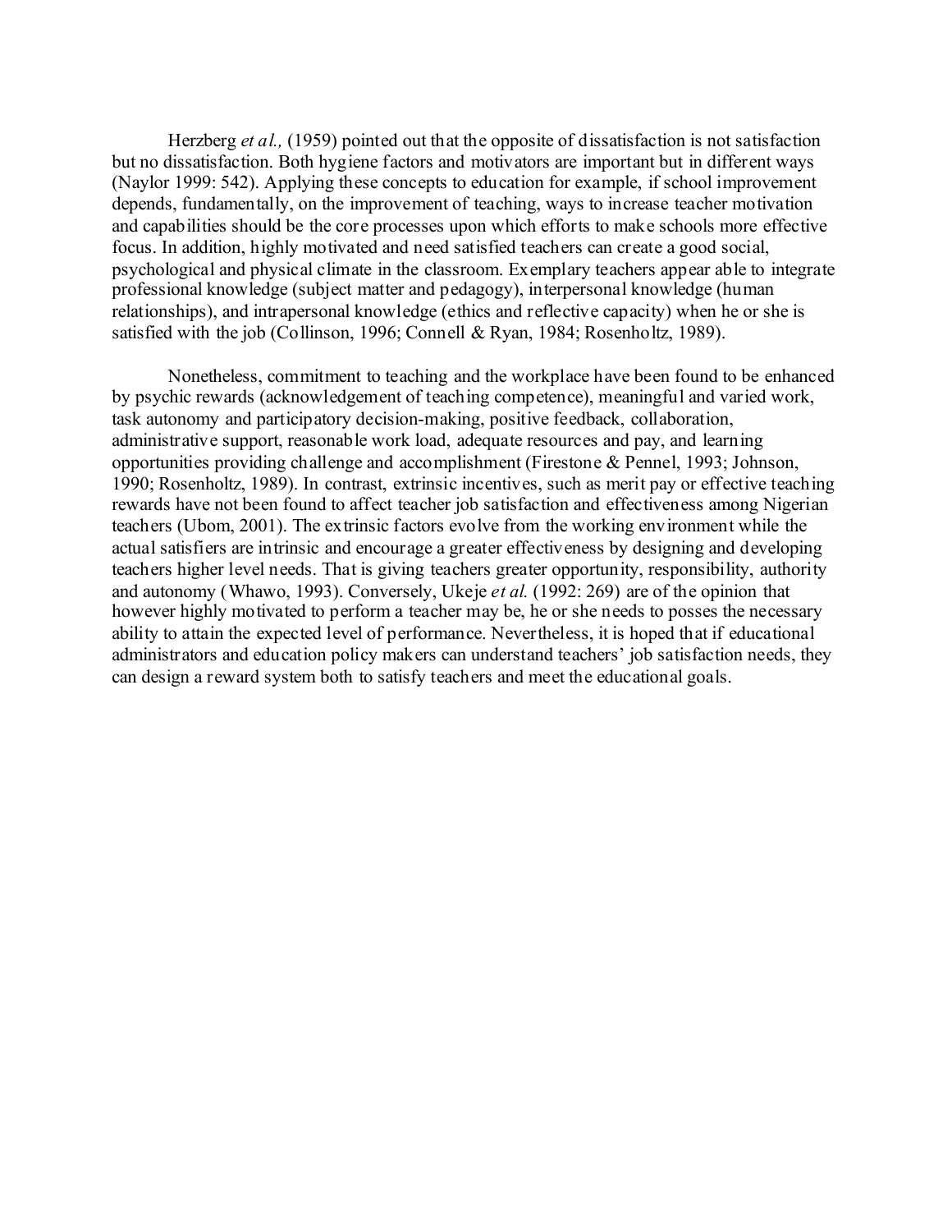Herzberg *et al.,* (1959) pointed out that the opposite of dissatisfaction is not satisfaction but no dissatisfaction. Both hygiene factors and motivators are important but in different ways (Naylor 1999: 542). Applying these concepts to education for example, if school improvement depends, fundamentally, on the improvement of teaching, ways to increase teacher motivation and capabilities should be the core processes upon which efforts to make schools more effective focus. In addition, highly motivated and need satisfied teachers can create a good social, psychological and physical climate in the classroom. Exemplary teachers appear able to integrate professional knowledge (subject matter and pedagogy), interpersonal knowledge (human relationships), and intrapersonal knowledge (ethics and reflective capacity) when he or she is satisfied with the job (Collinson, 1996; Connell & Ryan, 1984; Rosenholtz, 1989).

Nonetheless, commitment to teaching and the workplace have been found to be enhanced by psychic rewards (acknowledgement of teaching competence), meaningful and varied work, task autonomy and participatory decision-making, positive feedback, collaboration, administrative support, reasonable work load, adequate resources and pay, and learning opportunities providing challenge and accomplishment (Firestone & Pennel, 1993; Johnson, 1990; Rosenholtz, 1989). In contrast, extrinsic incentives, such as merit pay or effective teaching rewards have not been found to affect teacher job satisfaction and effectiveness among Nigerian teachers (Ubom, 2001). The extrinsic factors evolve from the working environment while the actual satisfiers are intrinsic and encourage a greater effectiveness by designing and developing teachers higher level needs. That is giving teachers greater opportunity, responsibility, authority and autonomy (Whawo, 1993). Conversely, Ukeje *et al.* (1992: 269) are of the opinion that however highly motivated to perform a teacher may be, he or she needs to posses the necessary ability to attain the expected level of performance. Nevertheless, it is hoped that if educational administrators and education policy makers can understand teachers' job satisfaction needs, they can design a reward system both to satisfy teachers and meet the educational goals.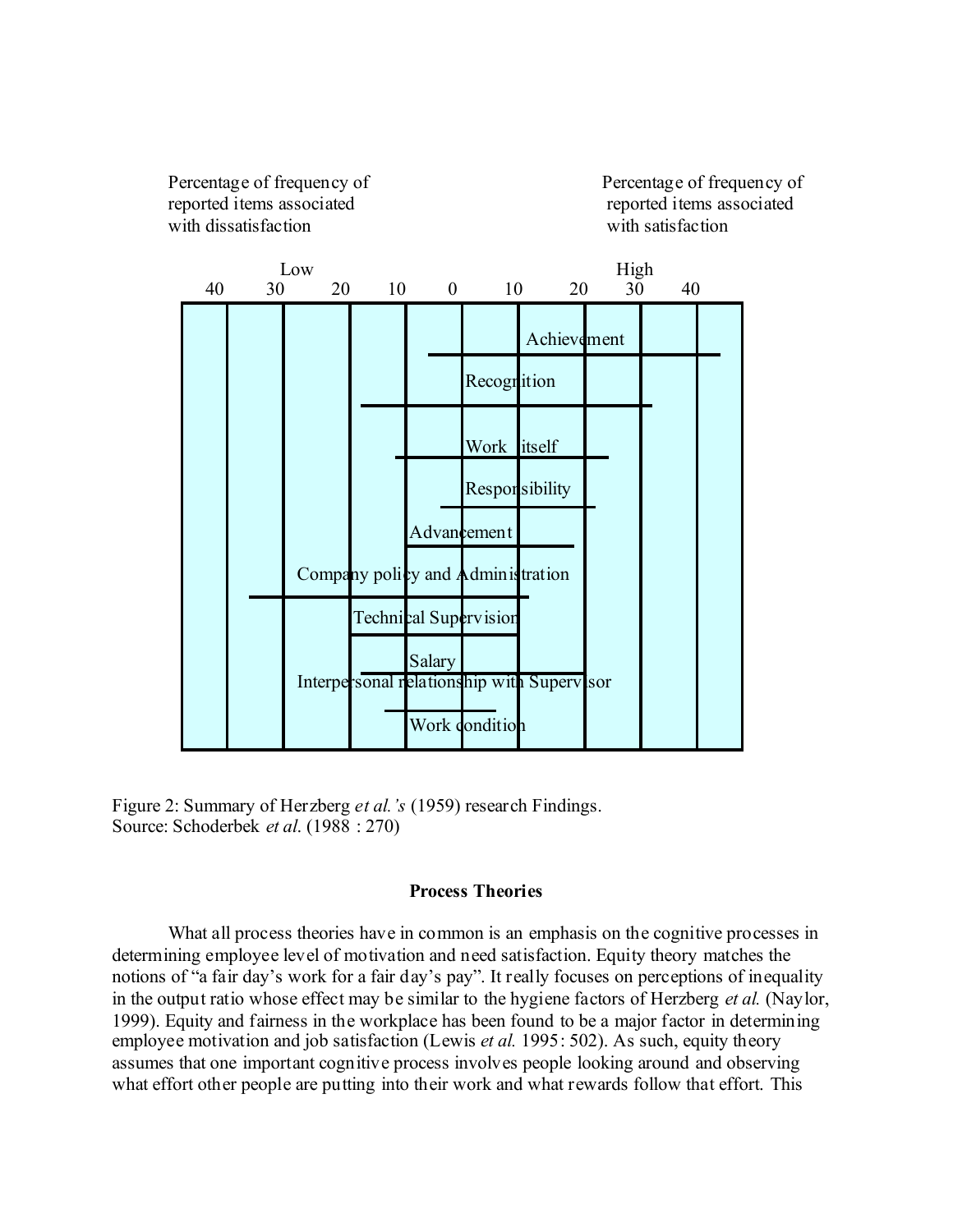Percentage of frequency of reported items associated with dissatisfaction

Percentage of frequency of reported items associated with satisfaction

Low 40 30 20 10 0 10 20 30 40 High

Achievement

Recognition

Work itself

Responsibility

Advancement

Company policy and Administration

Technical Supervision

Salary

Interpersonal relationship with Supervisor

Work condition

Figure 2: Summary of Herzberg *et al.'s* (1959) research Findings.
Source: Schoderbek *et al.* (1988 : 270)

**Process Theories**

What all process theories have in common is an emphasis on the cognitive processes in determining employee level of motivation and need satisfaction. Equity theory matches the notions of "a fair day's work for a fair day's pay". It really focuses on perceptions of inequality in the output ratio whose effect may be similar to the hygiene factors of Herzberg *et al.* (Naylor, 1999). Equity and fairness in the workplace has been found to be a major factor in determining employee motivation and job satisfaction (Lewis *et al.* 1995: 502). As such, equity theory assumes that one important cognitive process involves people looking around and observing what effort other people are putting into their work and what rewards follow that effort. This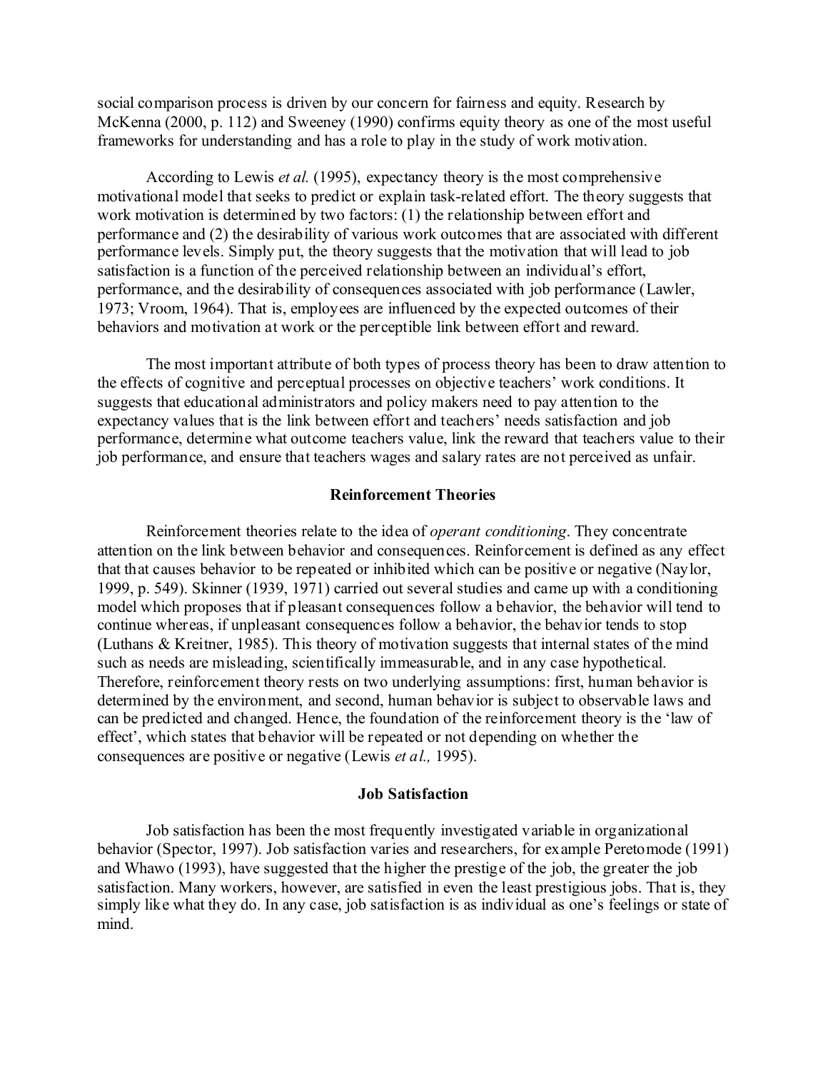social comparison process is driven by our concern for fairness and equity. Research by McKenna (2000, p. 112) and Sweeney (1990) confirms equity theory as one of the most useful frameworks for understanding and has a role to play in the study of work motivation.

According to Lewis *et al.* (1995), expectancy theory is the most comprehensive motivational model that seeks to predict or explain task-related effort. The theory suggests that work motivation is determined by two factors: (1) the relationship between effort and performance and (2) the desirability of various work outcomes that are associated with different performance levels. Simply put, the theory suggests that the motivation that will lead to job satisfaction is a function of the perceived relationship between an individual's effort, performance, and the desirability of consequences associated with job performance (Lawler, 1973; Vroom, 1964). That is, employees are influenced by the expected outcomes of their behaviors and motivation at work or the perceptible link between effort and reward.

The most important attribute of both types of process theory has been to draw attention to the effects of cognitive and perceptual processes on objective teachers' work conditions. It suggests that educational administrators and policy makers need to pay attention to the expectancy values that is the link between effort and teachers' needs satisfaction and job performance, determine what outcome teachers value, link the reward that teachers value to their job performance, and ensure that teachers wages and salary rates are not perceived as unfair.

### Reinforcement Theories

Reinforcement theories relate to the idea of *operant conditioning*. They concentrate attention on the link between behavior and consequences. Reinforcement is defined as any effect that that causes behavior to be repeated or inhibited which can be positive or negative (Naylor, 1999, p. 549). Skinner (1939, 1971) carried out several studies and came up with a conditioning model which proposes that if pleasant consequences follow a behavior, the behavior will tend to continue whereas, if unpleasant consequences follow a behavior, the behavior tends to stop (Luthans & Kreitner, 1985). This theory of motivation suggests that internal states of the mind such as needs are misleading, scientifically immeasurable, and in any case hypothetical. Therefore, reinforcement theory rests on two underlying assumptions: first, human behavior is determined by the environment, and second, human behavior is subject to observable laws and can be predicted and changed. Hence, the foundation of the reinforcement theory is the 'law of effect', which states that behavior will be repeated or not depending on whether the consequences are positive or negative (Lewis *et al.,* 1995).

### Job Satisfaction

Job satisfaction has been the most frequently investigated variable in organizational behavior (Spector, 1997). Job satisfaction varies and researchers, for example Peretomode (1991) and Whawo (1993), have suggested that the higher the prestige of the job, the greater the job satisfaction. Many workers, however, are satisfied in even the least prestigious jobs. That is, they simply like what they do. In any case, job satisfaction is as individual as one's feelings or state of mind.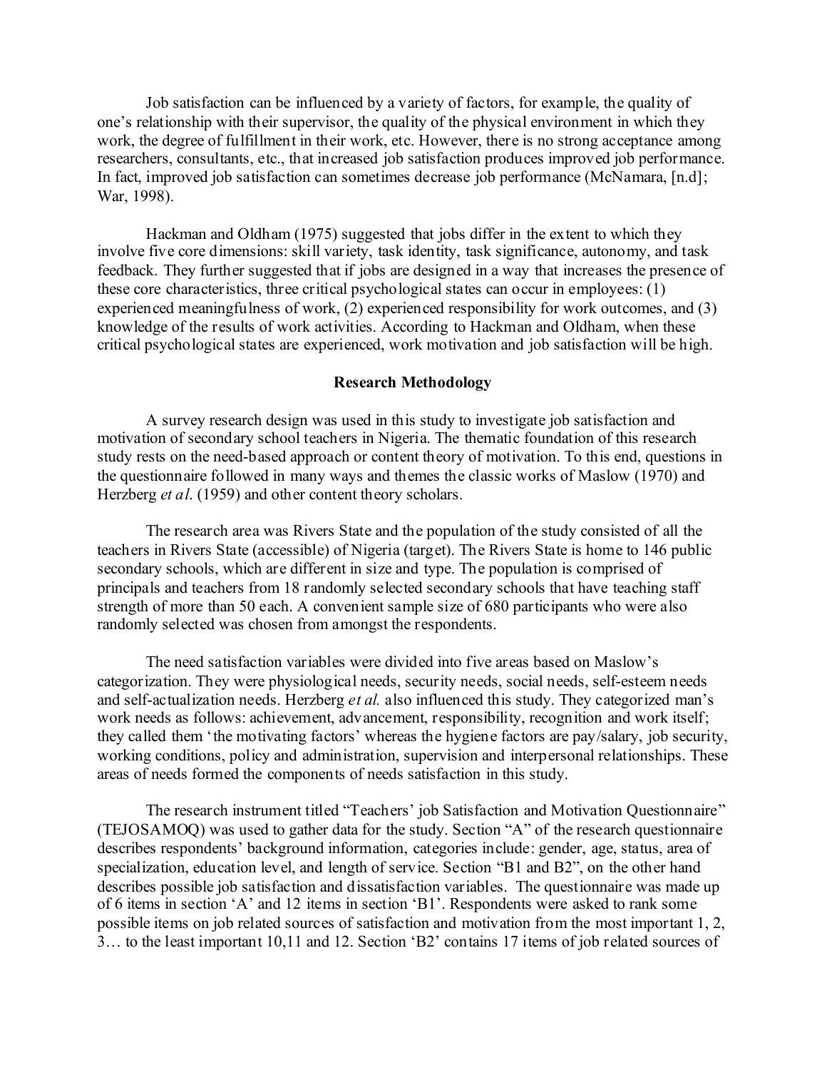Job satisfaction can be influenced by a variety of factors, for example, the quality of one's relationship with their supervisor, the quality of the physical environment in which they work, the degree of fulfillment in their work, etc. However, there is no strong acceptance among researchers, consultants, etc., that increased job satisfaction produces improved job performance. In fact, improved job satisfaction can sometimes decrease job performance (McNamara, [n.d]; War, 1998).

Hackman and Oldham (1975) suggested that jobs differ in the extent to which they involve five core dimensions: skill variety, task identity, task significance, autonomy, and task feedback. They further suggested that if jobs are designed in a way that increases the presence of these core characteristics, three critical psychological states can occur in employees: (1) experienced meaningfulness of work, (2) experienced responsibility for work outcomes, and (3) knowledge of the results of work activities. According to Hackman and Oldham, when these critical psychological states are experienced, work motivation and job satisfaction will be high.

## Research Methodology

A survey research design was used in this study to investigate job satisfaction and motivation of secondary school teachers in Nigeria. The thematic foundation of this research study rests on the need-based approach or content theory of motivation. To this end, questions in the questionnaire followed in many ways and themes the classic works of Maslow (1970) and Herzberg *et al*. (1959) and other content theory scholars.

The research area was Rivers State and the population of the study consisted of all the teachers in Rivers State (accessible) of Nigeria (target). The Rivers State is home to 146 public secondary schools, which are different in size and type. The population is comprised of principals and teachers from 18 randomly selected secondary schools that have teaching staff strength of more than 50 each. A convenient sample size of 680 participants who were also randomly selected was chosen from amongst the respondents.

The need satisfaction variables were divided into five areas based on Maslow's categorization. They were physiological needs, security needs, social needs, self-esteem needs and self-actualization needs. Herzberg *et al.* also influenced this study. They categorized man's work needs as follows: achievement, advancement, responsibility, recognition and work itself; they called them 'the motivating factors' whereas the hygiene factors are pay/salary, job security, working conditions, policy and administration, supervision and interpersonal relationships. These areas of needs formed the components of needs satisfaction in this study.

The research instrument titled "Teachers' job Satisfaction and Motivation Questionnaire" (TEJOSAMOQ) was used to gather data for the study. Section "A" of the research questionnaire describes respondents' background information, categories include: gender, age, status, area of specialization, education level, and length of service. Section "B1 and B2", on the other hand describes possible job satisfaction and dissatisfaction variables. The questionnaire was made up of 6 items in section 'A' and 12 items in section 'B1'. Respondents were asked to rank some possible items on job related sources of satisfaction and motivation from the most important 1, 2, 3… to the least important 10,11 and 12. Section 'B2' contains 17 items of job related sources of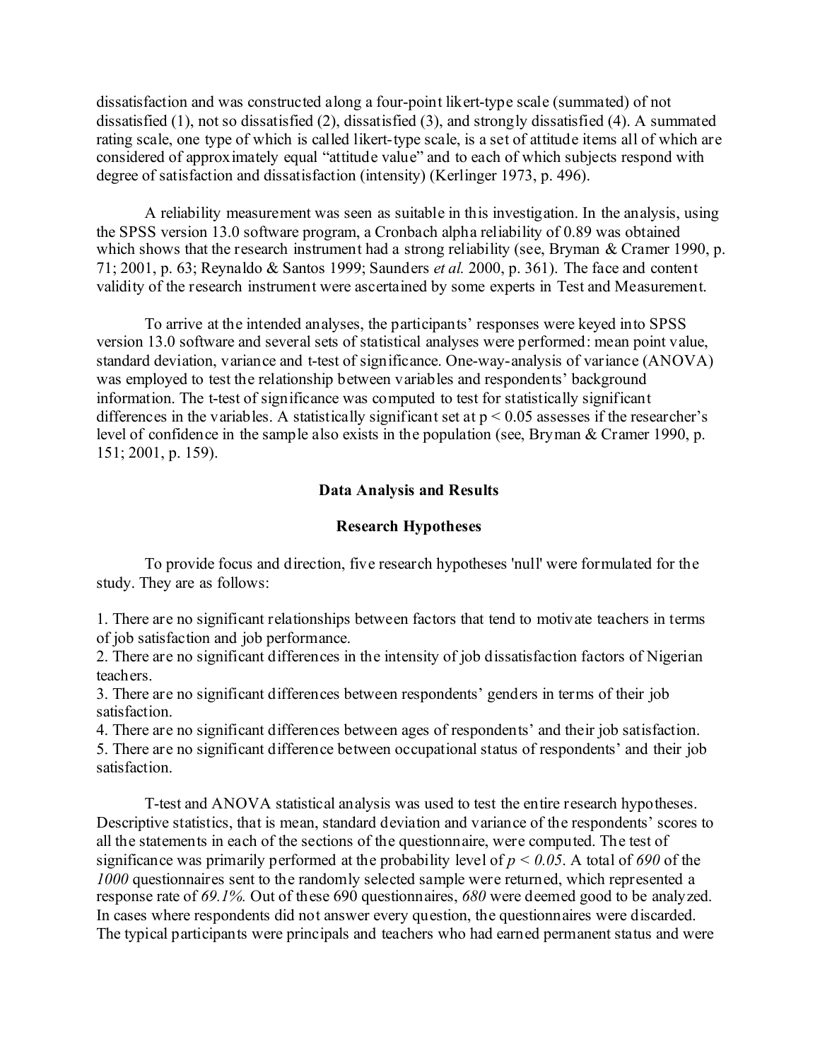dissatisfaction and was constructed along a four-point likert-type scale (summated) of not dissatisfied (1), not so dissatisfied (2), dissatisfied (3), and strongly dissatisfied (4). A summated rating scale, one type of which is called likert-type scale, is a set of attitude items all of which are considered of approximately equal "attitude value" and to each of which subjects respond with degree of satisfaction and dissatisfaction (intensity) (Kerlinger 1973, p. 496).

A reliability measurement was seen as suitable in this investigation. In the analysis, using the SPSS version 13.0 software program, a Cronbach alpha reliability of 0.89 was obtained which shows that the research instrument had a strong reliability (see, Bryman & Cramer 1990, p. 71; 2001, p. 63; Reynaldo & Santos 1999; Saunders *et al.* 2000, p. 361). The face and content validity of the research instrument were ascertained by some experts in Test and Measurement.

To arrive at the intended analyses, the participants' responses were keyed into SPSS version 13.0 software and several sets of statistical analyses were performed: mean point value, standard deviation, variance and t-test of significance. One-way-analysis of variance (ANOVA) was employed to test the relationship between variables and respondents' background information. The t-test of significance was computed to test for statistically significant differences in the variables. A statistically significant set at $p < 0.05$ assesses if the researcher's level of confidence in the sample also exists in the population (see, Bryman & Cramer 1990, p. 151; 2001, p. 159).

## Data Analysis and Results

### Research Hypotheses

To provide focus and direction, five research hypotheses 'null' were formulated for the study. They are as follows:

1. There are no significant relationships between factors that tend to motivate teachers in terms of job satisfaction and job performance.
2. There are no significant differences in the intensity of job dissatisfaction factors of Nigerian teachers.
3. There are no significant differences between respondents' genders in terms of their job satisfaction.
4. There are no significant differences between ages of respondents' and their job satisfaction.
5. There are no significant difference between occupational status of respondents' and their job satisfaction.

T-test and ANOVA statistical analysis was used to test the entire research hypotheses. Descriptive statistics, that is mean, standard deviation and variance of the respondents' scores to all the statements in each of the sections of the questionnaire, were computed. The test of significance was primarily performed at the probability level of $p < 0.05$. A total of *690* of the *1000* questionnaires sent to the randomly selected sample were returned, which represented a response rate of *69.1%.* Out of these 690 questionnaires, *680* were deemed good to be analyzed. In cases where respondents did not answer every question, the questionnaires were discarded. The typical participants were principals and teachers who had earned permanent status and were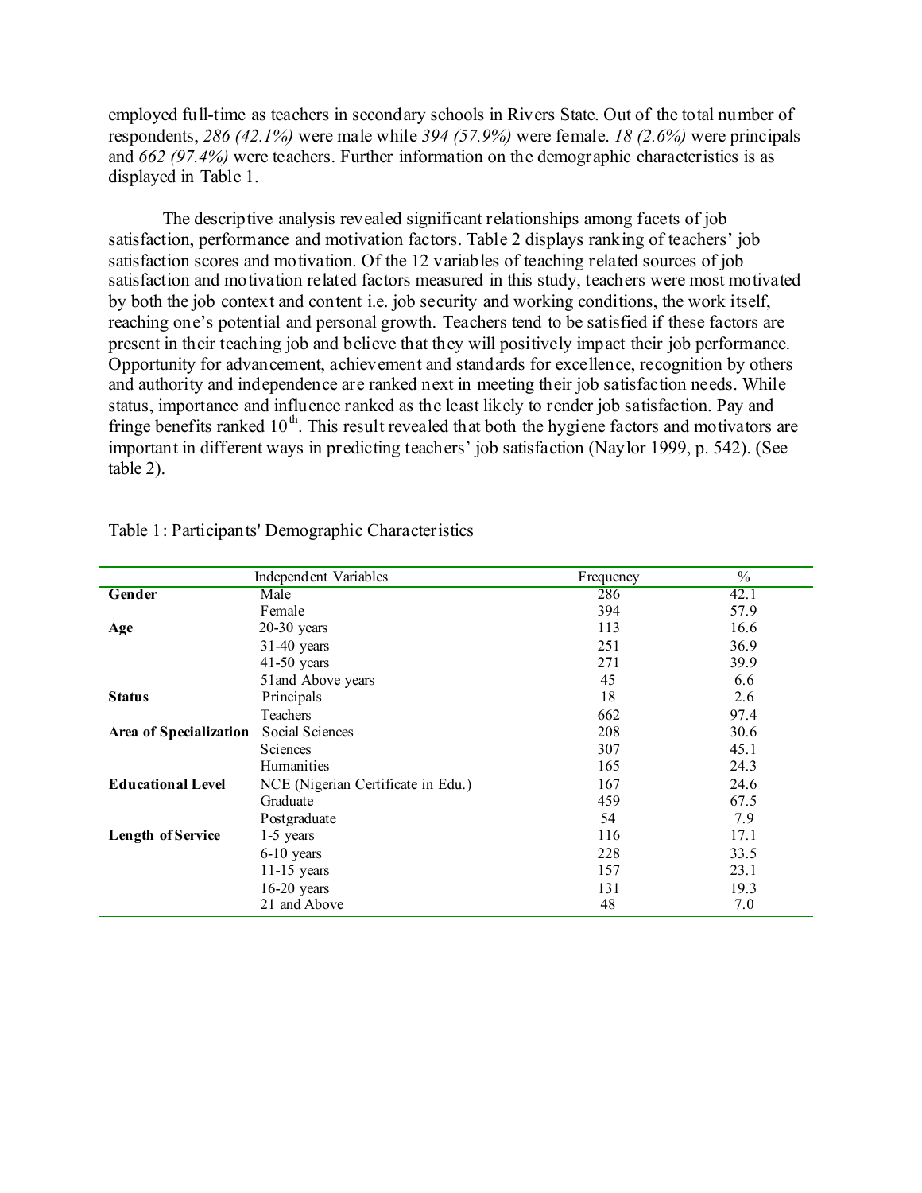employed full-time as teachers in secondary schools in Rivers State. Out of the total number of respondents, *286 (42.1%)* were male while *394 (57.9%)* were female. *18 (2.6%)* were principals and *662 (97.4%)* were teachers. Further information on the demographic characteristics is as displayed in Table 1.

The descriptive analysis revealed significant relationships among facets of job satisfaction, performance and motivation factors. Table 2 displays ranking of teachers' job satisfaction scores and motivation. Of the 12 variables of teaching related sources of job satisfaction and motivation related factors measured in this study, teachers were most motivated by both the job context and content i.e. job security and working conditions, the work itself, reaching one's potential and personal growth. Teachers tend to be satisfied if these factors are present in their teaching job and believe that they will positively impact their job performance. Opportunity for advancement, achievement and standards for excellence, recognition by others and authority and independence are ranked next in meeting their job satisfaction needs. While status, importance and influence ranked as the least likely to render job satisfaction. Pay and fringe benefits ranked 10th. This result revealed that both the hygiene factors and motivators are important in different ways in predicting teachers' job satisfaction (Naylor 1999, p. 542). (See table 2).

Table 1: Participants' Demographic Characteristics

| | Independent Variables | Frequency | % |
|---|---|---|---|
| **Gender** | Male | 286 | 42.1 |
| | Female | 394 | 57.9 |
| **Age** | 20-30 years | 113 | 16.6 |
| | 31-40 years | 251 | 36.9 |
| | 41-50 years | 271 | 39.9 |
| | 51and Above years | 45 | 6.6 |
| **Status** | Principals | 18 | 2.6 |
| | Teachers | 662 | 97.4 |
| **Area of Specialization** | Social Sciences | 208 | 30.6 |
| | Sciences | 307 | 45.1 |
| | Humanities | 165 | 24.3 |
| **Educational Level** | NCE (Nigerian Certificate in Edu.) | 167 | 24.6 |
| | Graduate | 459 | 67.5 |
| | Postgraduate | 54 | 7.9 |
| **Length of Service** | 1-5 years | 116 | 17.1 |
| | 6-10 years | 228 | 33.5 |
| | 11-15 years | 157 | 23.1 |
| | 16-20 years | 131 | 19.3 |
| | 21 and Above | 48 | 7.0 |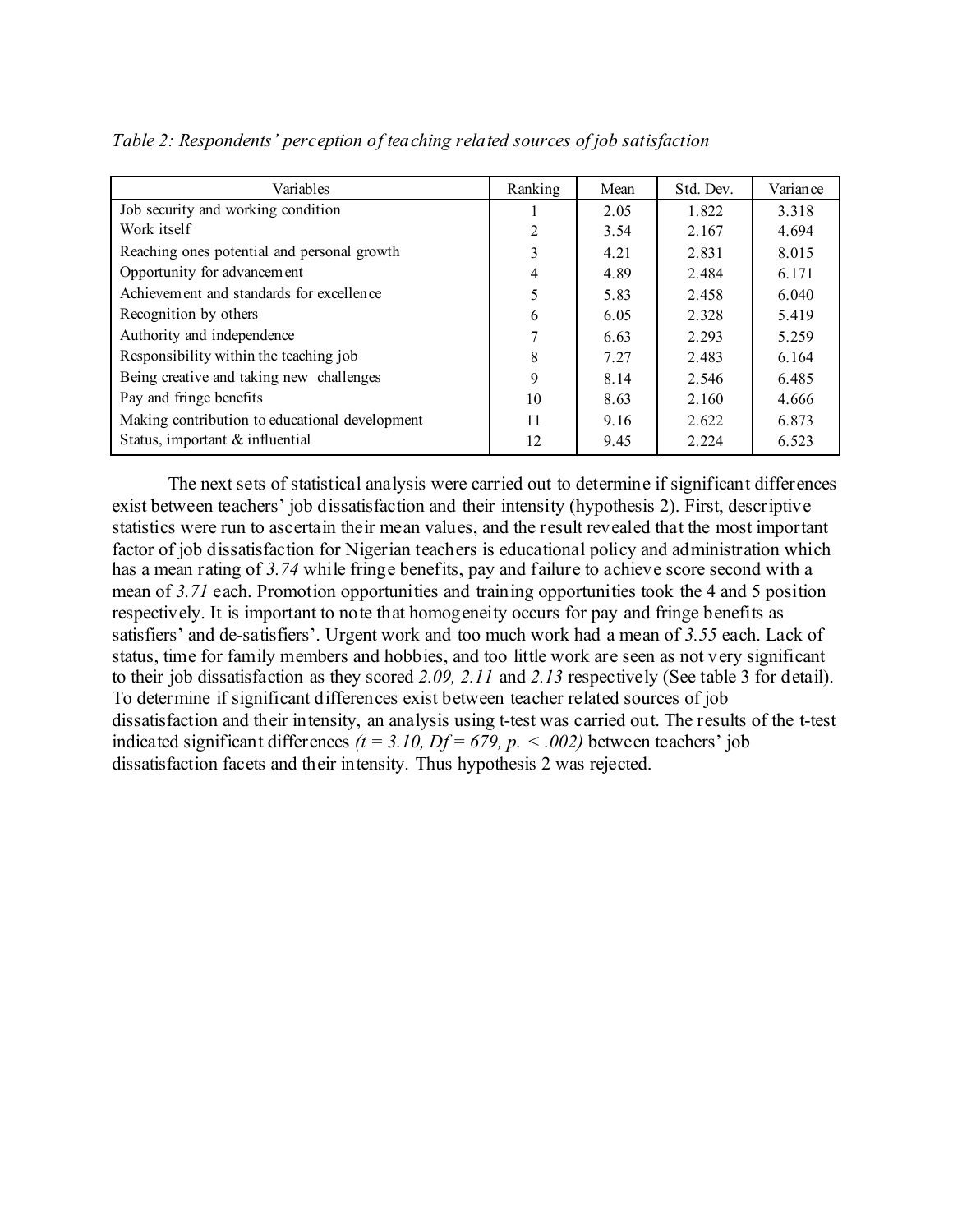*Table 2: Respondents' perception of teaching related sources of job satisfaction*

| Variables | Ranking | Mean | Std. Dev. | Variance |
|---|---|---|---|---|
| Job security and working condition | 1 | 2.05 | 1.822 | 3.318 |
| Work itself | 2 | 3.54 | 2.167 | 4.694 |
| Reaching ones potential and personal growth | 3 | 4.21 | 2.831 | 8.015 |
| Opportunity for advancement | 4 | 4.89 | 2.484 | 6.171 |
| Achievement and standards for excellence | 5 | 5.83 | 2.458 | 6.040 |
| Recognition by others | 6 | 6.05 | 2.328 | 5.419 |
| Authority and independence | 7 | 6.63 | 2.293 | 5.259 |
| Responsibility within the teaching job | 8 | 7.27 | 2.483 | 6.164 |
| Being creative and taking new challenges | 9 | 8.14 | 2.546 | 6.485 |
| Pay and fringe benefits | 10 | 8.63 | 2.160 | 4.666 |
| Making contribution to educational development | 11 | 9.16 | 2.622 | 6.873 |
| Status, important & influential | 12 | 9.45 | 2.224 | 6.523 |

The next sets of statistical analysis were carried out to determine if significant differences exist between teachers' job dissatisfaction and their intensity (hypothesis 2). First, descriptive statistics were run to ascertain their mean values, and the result revealed that the most important factor of job dissatisfaction for Nigerian teachers is educational policy and administration which has a mean rating of *3.74* while fringe benefits, pay and failure to achieve score second with a mean of *3.71* each. Promotion opportunities and training opportunities took the 4 and 5 position respectively. It is important to note that homogeneity occurs for pay and fringe benefits as satisfiers' and de-satisfiers'. Urgent work and too much work had a mean of *3.55* each. Lack of status, time for family members and hobbies, and too little work are seen as not very significant to their job dissatisfaction as they scored *2.09, 2.11* and *2.13* respectively (See table 3 for detail). To determine if significant differences exist between teacher related sources of job dissatisfaction and their intensity, an analysis using t-test was carried out. The results of the t-test indicated significant differences *($t = 3.10$, $Df = 679$, $p. < .002$)* between teachers' job dissatisfaction facets and their intensity. Thus hypothesis 2 was rejected.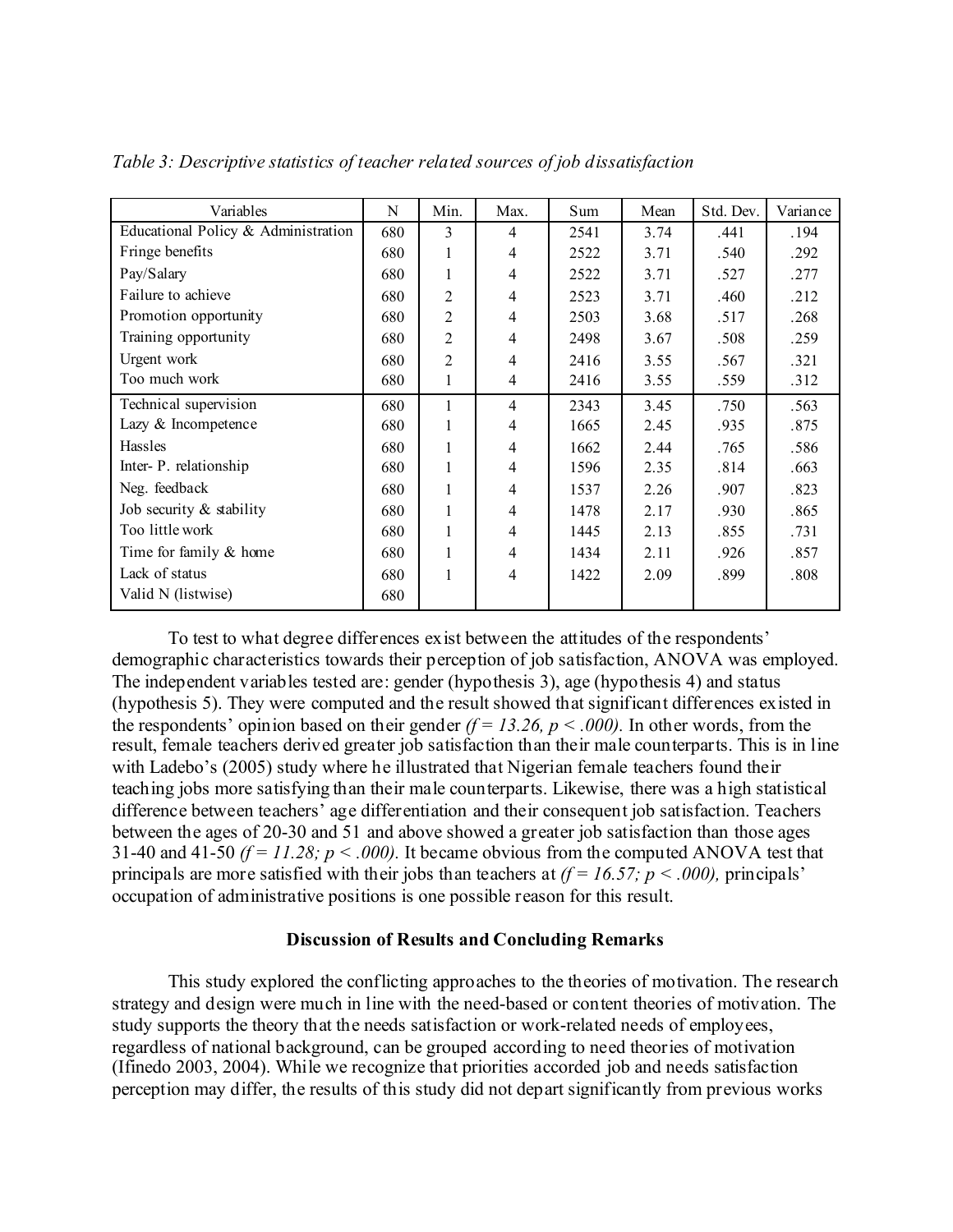*Table 3: Descriptive statistics of teacher related sources of job dissatisfaction*

| Variables | N | Min. | Max. | Sum | Mean | Std. Dev. | Variance |
|---|---|---|---|---|---|---|---|
| Educational Policy & Administration | 680 | 3 | 4 | 2541 | 3.74 | .441 | .194 |
| Fringe benefits | 680 | 1 | 4 | 2522 | 3.71 | .540 | .292 |
| Pay/Salary | 680 | 1 | 4 | 2522 | 3.71 | .527 | .277 |
| Failure to achieve | 680 | 2 | 4 | 2523 | 3.71 | .460 | .212 |
| Promotion opportunity | 680 | 2 | 4 | 2503 | 3.68 | .517 | .268 |
| Training opportunity | 680 | 2 | 4 | 2498 | 3.67 | .508 | .259 |
| Urgent work | 680 | 2 | 4 | 2416 | 3.55 | .567 | .321 |
| Too much work | 680 | 1 | 4 | 2416 | 3.55 | .559 | .312 |
| Technical supervision | 680 | 1 | 4 | 2343 | 3.45 | .750 | .563 |
| Lazy & Incompetence | 680 | 1 | 4 | 1665 | 2.45 | .935 | .875 |
| Hassles | 680 | 1 | 4 | 1662 | 2.44 | .765 | .586 |
| Inter- P. relationship | 680 | 1 | 4 | 1596 | 2.35 | .814 | .663 |
| Neg. feedback | 680 | 1 | 4 | 1537 | 2.26 | .907 | .823 |
| Job security & stability | 680 | 1 | 4 | 1478 | 2.17 | .930 | .865 |
| Too little work | 680 | 1 | 4 | 1445 | 2.13 | .855 | .731 |
| Time for family & home | 680 | 1 | 4 | 1434 | 2.11 | .926 | .857 |
| Lack of status | 680 | 1 | 4 | 1422 | 2.09 | .899 | .808 |
| Valid N (listwise) | 680 | | | | | | |

To test to what degree differences exist between the attitudes of the respondents' demographic characteristics towards their perception of job satisfaction, ANOVA was employed. The independent variables tested are: gender (hypothesis 3), age (hypothesis 4) and status (hypothesis 5). They were computed and the result showed that significant differences existed in the respondents' opinion based on their gender *($f = 13.26$, $p < .000$)*. In other words, from the result, female teachers derived greater job satisfaction than their male counterparts. This is in line with Ladebo's (2005) study where he illustrated that Nigerian female teachers found their teaching jobs more satisfying than their male counterparts. Likewise, there was a high statistical difference between teachers' age differentiation and their consequent job satisfaction. Teachers between the ages of 20-30 and 51 and above showed a greater job satisfaction than those ages 31-40 and 41-50 *($f = 11.28$; $p < .000$)*. It became obvious from the computed ANOVA test that principals are more satisfied with their jobs than teachers at *($f = 16.57$; $p < .000$)*, principals' occupation of administrative positions is one possible reason for this result.

## Discussion of Results and Concluding Remarks

This study explored the conflicting approaches to the theories of motivation. The research strategy and design were much in line with the need-based or content theories of motivation. The study supports the theory that the needs satisfaction or work-related needs of employees, regardless of national background, can be grouped according to need theories of motivation (Ifinedo 2003, 2004). While we recognize that priorities accorded job and needs satisfaction perception may differ, the results of this study did not depart significantly from previous works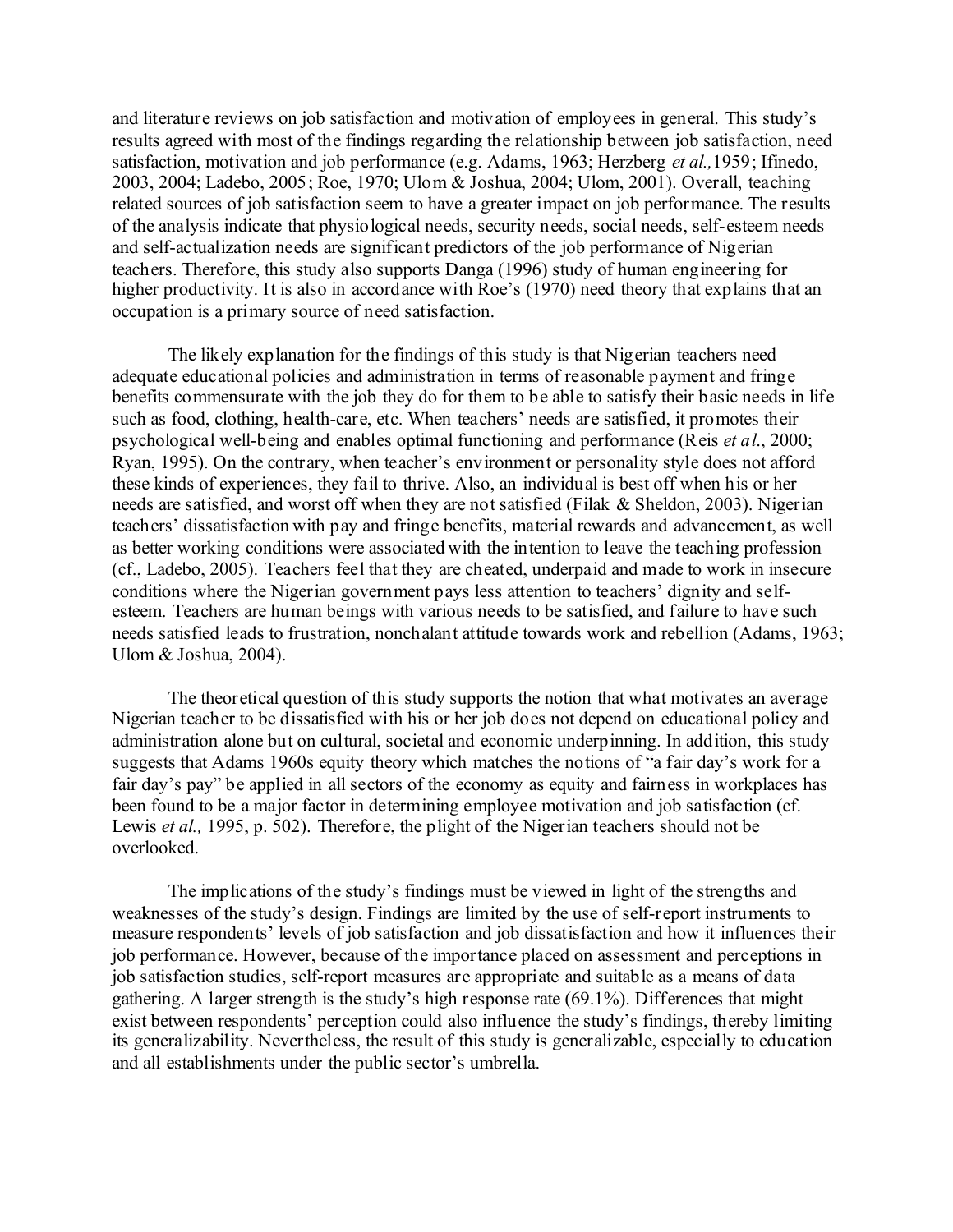and literature reviews on job satisfaction and motivation of employees in general. This study's results agreed with most of the findings regarding the relationship between job satisfaction, need satisfaction, motivation and job performance (e.g. Adams, 1963; Herzberg *et al.,*1959; Ifinedo, 2003, 2004; Ladebo, 2005; Roe, 1970; Ulom & Joshua, 2004; Ulom, 2001). Overall, teaching related sources of job satisfaction seem to have a greater impact on job performance. The results of the analysis indicate that physiological needs, security needs, social needs, self-esteem needs and self-actualization needs are significant predictors of the job performance of Nigerian teachers. Therefore, this study also supports Danga (1996) study of human engineering for higher productivity. It is also in accordance with Roe's (1970) need theory that explains that an occupation is a primary source of need satisfaction.

The likely explanation for the findings of this study is that Nigerian teachers need adequate educational policies and administration in terms of reasonable payment and fringe benefits commensurate with the job they do for them to be able to satisfy their basic needs in life such as food, clothing, health-care, etc. When teachers' needs are satisfied, it promotes their psychological well-being and enables optimal functioning and performance (Reis *et al*., 2000; Ryan, 1995). On the contrary, when teacher's environment or personality style does not afford these kinds of experiences, they fail to thrive. Also, an individual is best off when his or her needs are satisfied, and worst off when they are not satisfied (Filak & Sheldon, 2003). Nigerian teachers' dissatisfaction with pay and fringe benefits, material rewards and advancement, as well as better working conditions were associated with the intention to leave the teaching profession (cf., Ladebo, 2005). Teachers feel that they are cheated, underpaid and made to work in insecure conditions where the Nigerian government pays less attention to teachers' dignity and self-esteem. Teachers are human beings with various needs to be satisfied, and failure to have such needs satisfied leads to frustration, nonchalant attitude towards work and rebellion (Adams, 1963; Ulom & Joshua, 2004).

The theoretical question of this study supports the notion that what motivates an average Nigerian teacher to be dissatisfied with his or her job does not depend on educational policy and administration alone but on cultural, societal and economic underpinning. In addition, this study suggests that Adams 1960s equity theory which matches the notions of "a fair day's work for a fair day's pay" be applied in all sectors of the economy as equity and fairness in workplaces has been found to be a major factor in determining employee motivation and job satisfaction (cf. Lewis *et al.,* 1995, p. 502). Therefore, the plight of the Nigerian teachers should not be overlooked.

The implications of the study's findings must be viewed in light of the strengths and weaknesses of the study's design. Findings are limited by the use of self-report instruments to measure respondents' levels of job satisfaction and job dissatisfaction and how it influences their job performance. However, because of the importance placed on assessment and perceptions in job satisfaction studies, self-report measures are appropriate and suitable as a means of data gathering. A larger strength is the study's high response rate (69.1%). Differences that might exist between respondents' perception could also influence the study's findings, thereby limiting its generalizability. Nevertheless, the result of this study is generalizable, especially to education and all establishments under the public sector's umbrella.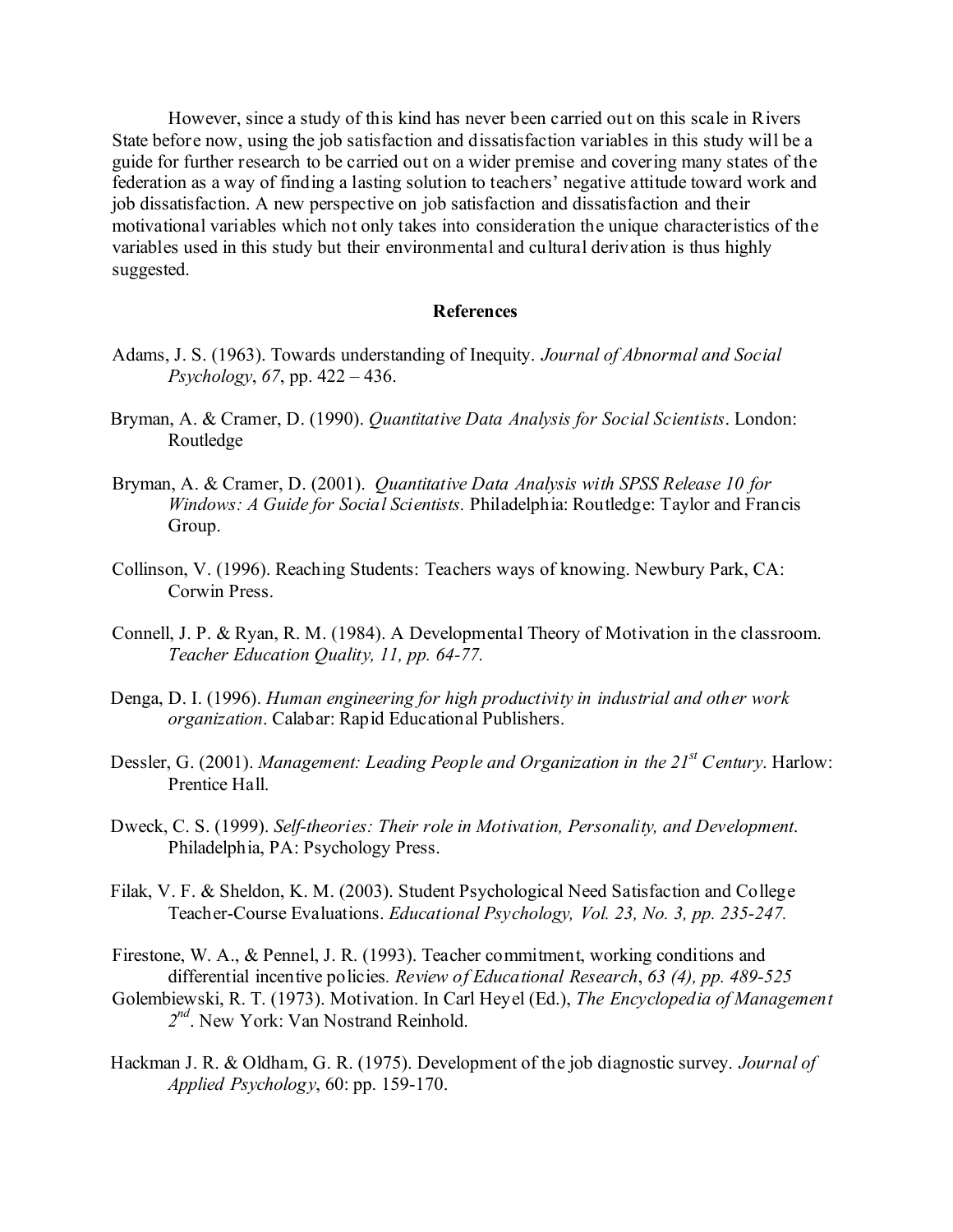However, since a study of this kind has never been carried out on this scale in Rivers State before now, using the job satisfaction and dissatisfaction variables in this study will be a guide for further research to be carried out on a wider premise and covering many states of the federation as a way of finding a lasting solution to teachers' negative attitude toward work and job dissatisfaction. A new perspective on job satisfaction and dissatisfaction and their motivational variables which not only takes into consideration the unique characteristics of the variables used in this study but their environmental and cultural derivation is thus highly suggested.

## References

Adams, J. S. (1963). Towards understanding of Inequity. *Journal of Abnormal and Social Psychology*, *67*, pp. 422 – 436.

Bryman, A. & Cramer, D. (1990). *Quantitative Data Analysis for Social Scientists*. London: Routledge

Bryman, A. & Cramer, D. (2001). *Quantitative Data Analysis with SPSS Release 10 for Windows: A Guide for Social Scientists.* Philadelphia: Routledge: Taylor and Francis Group.

Collinson, V. (1996). Reaching Students: Teachers ways of knowing. Newbury Park, CA: Corwin Press.

Connell, J. P. & Ryan, R. M. (1984). A Developmental Theory of Motivation in the classroom. *Teacher Education Quality, 11, pp. 64-77.*

Denga, D. I. (1996). *Human engineering for high productivity in industrial and other work organization*. Calabar: Rapid Educational Publishers.

Dessler, G. (2001). *Management: Leading People and Organization in the 21st Century*. Harlow: Prentice Hall.

Dweck, C. S. (1999). *Self-theories: Their role in Motivation, Personality, and Development*. Philadelphia, PA: Psychology Press.

Filak, V. F. & Sheldon, K. M. (2003). Student Psychological Need Satisfaction and College Teacher-Course Evaluations. *Educational Psychology, Vol. 23, No. 3, pp. 235-247.*

Firestone, W. A., & Pennel, J. R. (1993). Teacher commitment, working conditions and differential incentive policies. *Review of Educational Research*, *63 (4), pp. 489-525*

Golembiewski, R. T. (1973). Motivation. In Carl Heyel (Ed.), *The Encyclopedia of Management 2nd*. New York: Van Nostrand Reinhold.

Hackman J. R. & Oldham, G. R. (1975). Development of the job diagnostic survey. *Journal of Applied Psychology*, 60: pp. 159-170.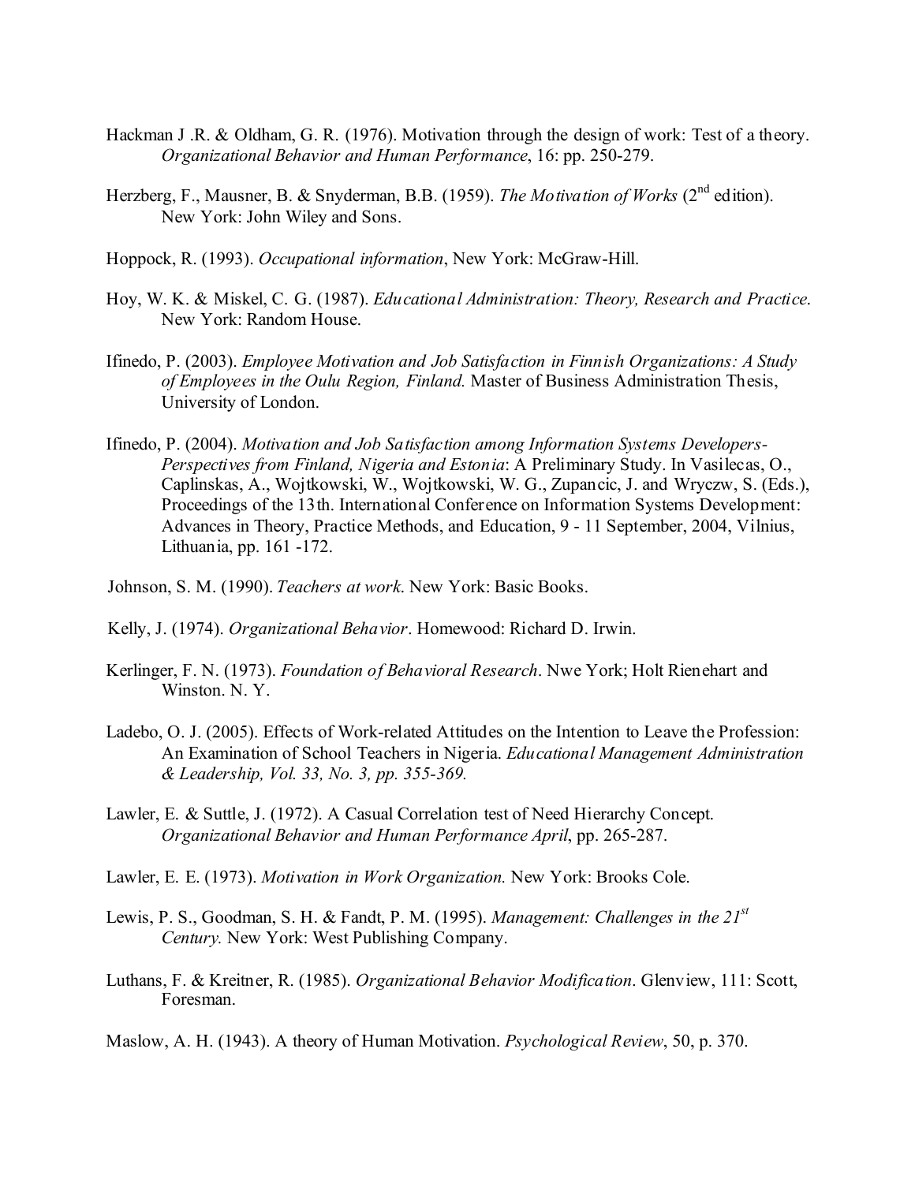Hackman J .R. & Oldham, G. R. (1976). Motivation through the design of work: Test of a theory. *Organizational Behavior and Human Performance*, 16: pp. 250-279.

Herzberg, F., Mausner, B. & Snyderman, B.B. (1959). *The Motivation of Works* (2nd edition). New York: John Wiley and Sons.

Hoppock, R. (1993). *Occupational information*, New York: McGraw-Hill.

Hoy, W. K. & Miskel, C. G. (1987). *Educational Administration: Theory, Research and Practice*. New York: Random House.

Ifinedo, P. (2003). *Employee Motivation and Job Satisfaction in Finnish Organizations: A Study of Employees in the Oulu Region, Finland.* Master of Business Administration Thesis, University of London.

Ifinedo, P. (2004). *Motivation and Job Satisfaction among Information Systems Developers-Perspectives from Finland, Nigeria and Estonia*: A Preliminary Study. In Vasilecas, O., Caplinskas, A., Wojtkowski, W., Wojtkowski, W. G., Zupancic, J. and Wryczw, S. (Eds.), Proceedings of the 13th. International Conference on Information Systems Development: Advances in Theory, Practice Methods, and Education, 9 - 11 September, 2004, Vilnius, Lithuania, pp. 161 -172.

Johnson, S. M. (1990). *Teachers at work*. New York: Basic Books.

Kelly, J. (1974). *Organizational Behavior*. Homewood: Richard D. Irwin.

Kerlinger, F. N. (1973). *Foundation of Behavioral Research*. Nwe York; Holt Rienehart and Winston. N. Y.

Ladebo, O. J. (2005). Effects of Work-related Attitudes on the Intention to Leave the Profession: An Examination of School Teachers in Nigeria. *Educational Management Administration & Leadership, Vol. 33, No. 3, pp. 355-369.*

Lawler, E. & Suttle, J. (1972). A Casual Correlation test of Need Hierarchy Concept. *Organizational Behavior and Human Performance April*, pp. 265-287.

Lawler, E. E. (1973). *Motivation in Work Organization.* New York: Brooks Cole.

Lewis, P. S., Goodman, S. H. & Fandt, P. M. (1995). *Management: Challenges in the 21st Century.* New York: West Publishing Company.

Luthans, F. & Kreitner, R. (1985). *Organizational Behavior Modification*. Glenview, 111: Scott, Foresman.

Maslow, A. H. (1943). A theory of Human Motivation. *Psychological Review*, 50, p. 370.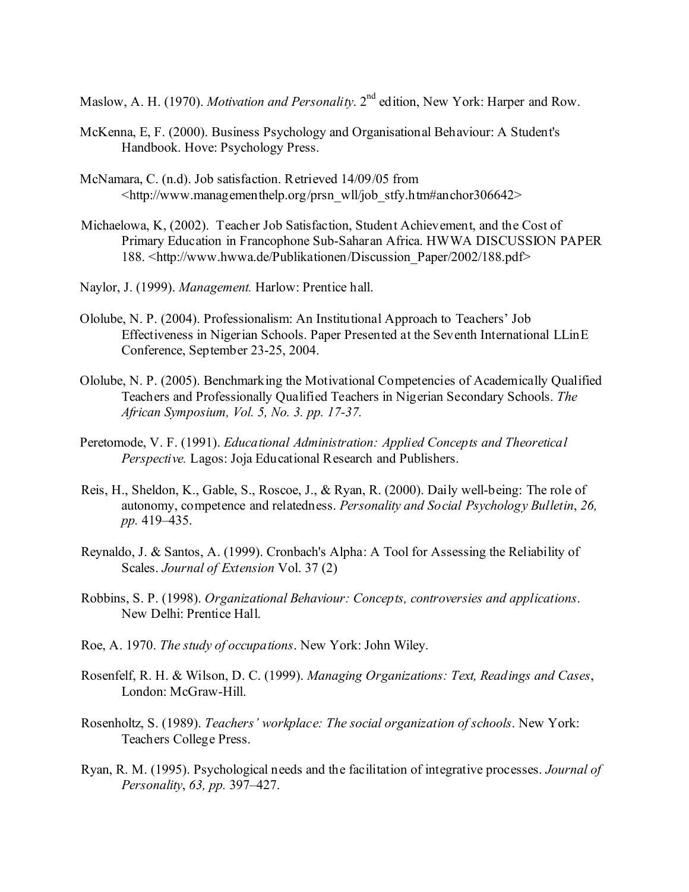Maslow, A. H. (1970). *Motivation and Personality*. 2nd edition, New York: Harper and Row.

McKenna, E, F. (2000). Business Psychology and Organisational Behaviour: A Student's Handbook. Hove: Psychology Press.

McNamara, C. (n.d). Job satisfaction. Retrieved 14/09/05 from <http://www.managementhelp.org/prsn_wll/job_stfy.htm#anchor306642>

Michaelowa, K, (2002). Teacher Job Satisfaction, Student Achievement, and the Cost of Primary Education in Francophone Sub-Saharan Africa. HWWA DISCUSSION PAPER 188. <http://www.hwwa.de/Publikationen/Discussion_Paper/2002/188.pdf>

Naylor, J. (1999). *Management.* Harlow: Prentice hall.

Ololube, N. P. (2004). Professionalism: An Institutional Approach to Teachers' Job Effectiveness in Nigerian Schools. Paper Presented at the Seventh International LLinE Conference, September 23-25, 2004.

Ololube, N. P. (2005). Benchmarking the Motivational Competencies of Academically Qualified Teachers and Professionally Qualified Teachers in Nigerian Secondary Schools. *The African Symposium, Vol. 5, No. 3. pp. 17-37.*

Peretomode, V. F. (1991). *Educational Administration: Applied Concepts and Theoretical Perspective.* Lagos: Joja Educational Research and Publishers.

Reis, H., Sheldon, K., Gable, S., Roscoe, J., & Ryan, R. (2000). Daily well-being: The role of autonomy, competence and relatedness. *Personality and Social Psychology Bulletin*, *26, pp.* 419–435.

Reynaldo, J. & Santos, A. (1999). Cronbach's Alpha: A Tool for Assessing the Reliability of Scales. *Journal of Extension* Vol. 37 (2)

Robbins, S. P. (1998). *Organizational Behaviour: Concepts, controversies and applications*. New Delhi: Prentice Hall.

Roe, A. 1970. *The study of occupations*. New York: John Wiley.

Rosenfelf, R. H. & Wilson, D. C. (1999). *Managing Organizations: Text, Readings and Cases*, London: McGraw-Hill.

Rosenholtz, S. (1989). *Teachers' workplace: The social organization of schools*. New York: Teachers College Press.

Ryan, R. M. (1995). Psychological needs and the facilitation of integrative processes. *Journal of Personality*, *63, pp.* 397–427.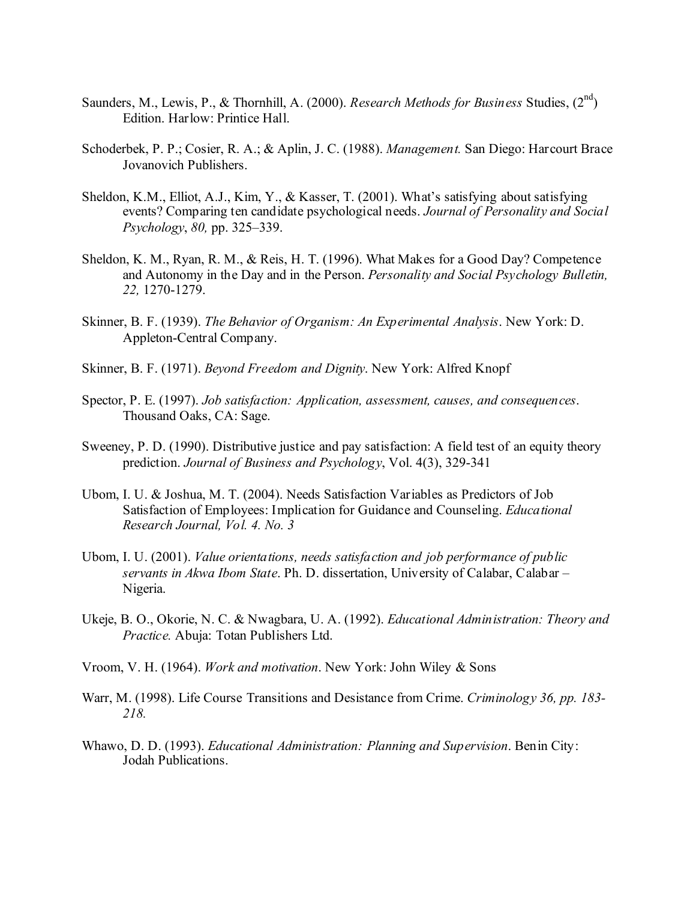Saunders, M., Lewis, P., & Thornhill, A. (2000). *Research Methods for Business* Studies, (2nd) Edition. Harlow: Printice Hall.

Schoderbek, P. P.; Cosier, R. A.; & Aplin, J. C. (1988). *Management.* San Diego: Harcourt Brace Jovanovich Publishers.

Sheldon, K.M., Elliot, A.J., Kim, Y., & Kasser, T. (2001). What's satisfying about satisfying events? Comparing ten candidate psychological needs. *Journal of Personality and Social Psychology*, *80,* pp. 325–339.

Sheldon, K. M., Ryan, R. M., & Reis, H. T. (1996). What Makes for a Good Day? Competence and Autonomy in the Day and in the Person. *Personality and Social Psychology Bulletin, 22,* 1270-1279.

Skinner, B. F. (1939). *The Behavior of Organism: An Experimental Analysis*. New York: D. Appleton-Central Company.

Skinner, B. F. (1971). *Beyond Freedom and Dignity*. New York: Alfred Knopf

Spector, P. E. (1997). *Job satisfaction: Application, assessment, causes, and consequences*. Thousand Oaks, CA: Sage.

Sweeney, P. D. (1990). Distributive justice and pay satisfaction: A field test of an equity theory prediction. *Journal of Business and Psychology*, Vol. 4(3), 329-341

Ubom, I. U. & Joshua, M. T. (2004). Needs Satisfaction Variables as Predictors of Job Satisfaction of Employees: Implication for Guidance and Counseling. *Educational Research Journal, Vol. 4. No. 3*

Ubom, I. U. (2001). *Value orientations, needs satisfaction and job performance of public servants in Akwa Ibom State*. Ph. D. dissertation, University of Calabar, Calabar – Nigeria.

Ukeje, B. O., Okorie, N. C. & Nwagbara, U. A. (1992). *Educational Administration: Theory and Practice.* Abuja: Totan Publishers Ltd.

Vroom, V. H. (1964). *Work and motivation*. New York: John Wiley & Sons

Warr, M. (1998). Life Course Transitions and Desistance from Crime. *Criminology 36, pp. 183-218.*

Whawo, D. D. (1993). *Educational Administration: Planning and Supervision*. Benin City: Jodah Publications.